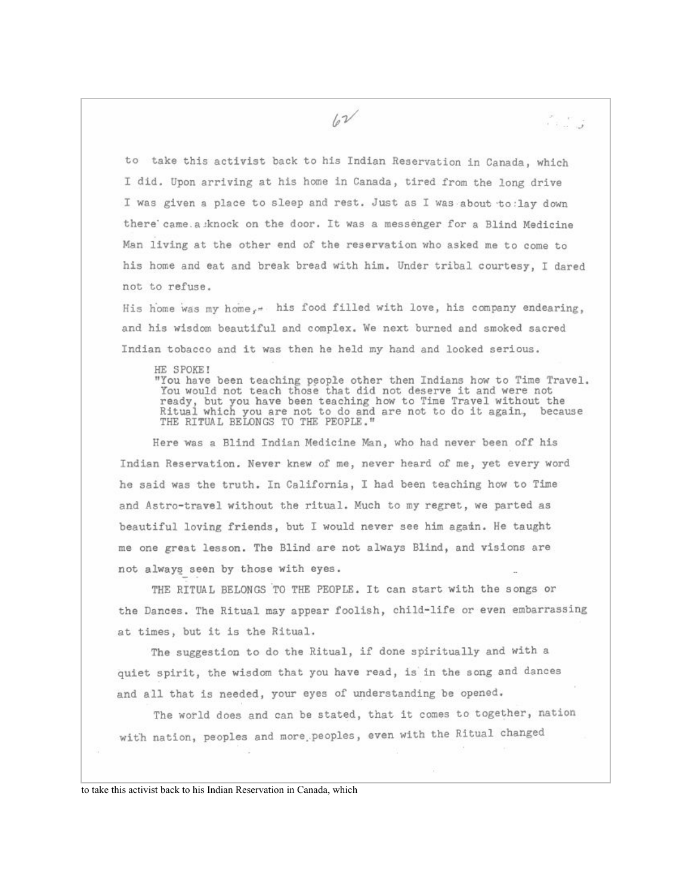to take this activist back to his Indian Reservation in Canada, which I did. Upon arriving at his home in Canada, tired from the long drive I was given a place to sleep and rest. Just as I was about to lay down there came a knock on the door. It was a messenger for a Blind Medicine Man living at the other end of the reservation who asked me to come to his home and eat and break bread with him. Under tribal courtesy, I dared not to refuse.

His home was my home, his food filled with love, his company endearing, and his wisdom beautiful and complex. We next burned and smoked sacred Indian tobacco and it was then he held my hand and looked serious.

> HE SPOKE!
> "You have been teaching people other then Indians how to Time Travel. You would not teach those that did not deserve it and were not ready, but you have been teaching how to Time Travel without the Ritual which you are not to do and are not to do it again, because THE RITUAL BELONGS TO THE PEOPLE."

Here was a Blind Indian Medicine Man, who had never been off his Indian Reservation. Never knew of me, never heard of me, yet every word he said was the truth. In California, I had been teaching how to Time and Astro-travel without the ritual. Much to my regret, we parted as beautiful loving friends, but I would never see him again. He taught me one great lesson. The Blind are not always Blind, and visions are not always seen by those with eyes.

THE RITUAL BELONGS TO THE PEOPLE. It can start with the songs or the Dances. The Ritual may appear foolish, child-life or even embarrassing at times, but it is the Ritual.

The suggestion to do the Ritual, if done spiritually and with a quiet spirit, the wisdom that you have read, is in the song and dances and all that is needed, your eyes of understanding be opened.

The world does and can be stated, that it comes to together, nation with nation, peoples and more peoples, even with the Ritual changed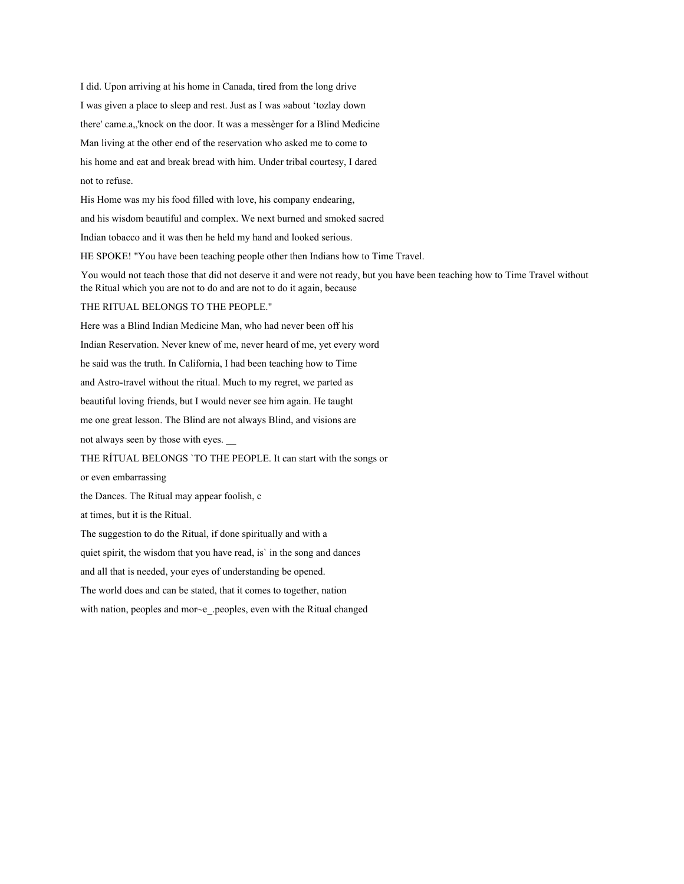I did. Upon arriving at his home in Canada, tired from the long drive I was given a place to sleep and rest. Just as I was »about ‘tozlay down there' came.a,,'knock on the door. It was a messènger for a Blind Medicine Man living at the other end of the reservation who asked me to come to his home and eat and break bread with him. Under tribal courtesy, I dared not to refuse.

His Home was my his food filled with love, his company endearing, and his wisdom beautiful and complex. We next burned and smoked sacred Indian tobacco and it was then he held my hand and looked serious.

HE SPOKE! "You have been teaching people other then Indians how to Time Travel.

You would not teach those that did not deserve it and were not ready, but you have been teaching how to Time Travel without the Ritual which you are not to do and are not to do it again, because

THE RITUAL BELONGS TO THE PEOPLE."

Here was a Blind Indian Medicine Man, who had never been off his Indian Reservation. Never knew of me, never heard of me, yet every word he said was the truth. In California, I had been teaching how to Time and Astro-travel without the ritual. Much to my regret, we parted as beautiful loving friends, but I would never see him again. He taught me one great lesson. The Blind are not always Blind, and visions are not always seen by those with eyes. __

THE RÍTUAL BELONGS `TO THE PEOPLE. It can start with the songs or

or even embarrassing

the Dances. The Ritual may appear foolish, c

at times, but it is the Ritual.

The suggestion to do the Ritual, if done spiritually and with a quiet spirit, the wisdom that you have read, is` in the song and dances and all that is needed, your eyes of understanding be opened.

The world does and can be stated, that it comes to together, nation with nation, peoples and mor~e_.peoples, even with the Ritual changed